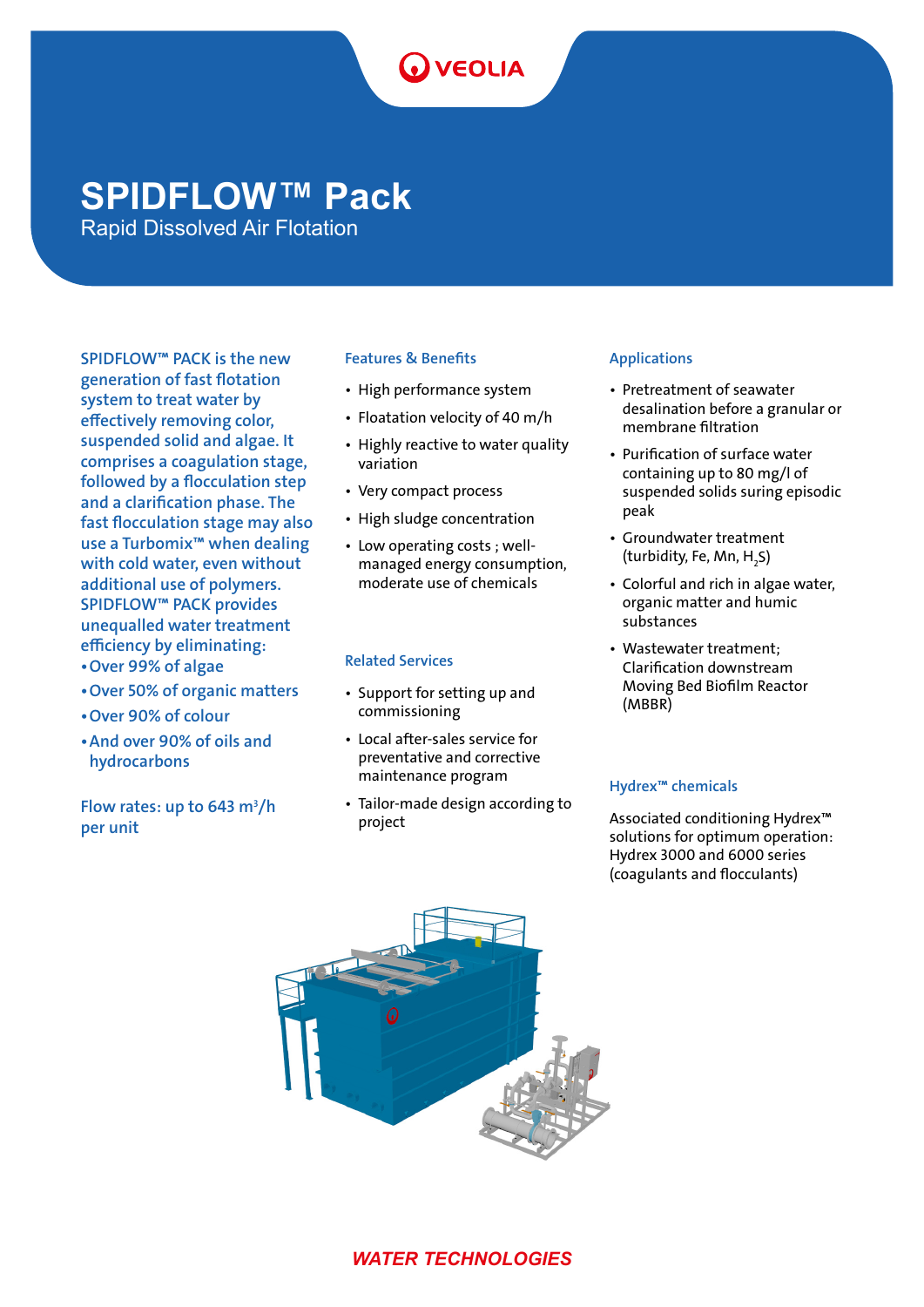# SPIDFLOW™ Pack

Rapid Dissolved Air Flotation

SPIDFLOW™ PACK is the new generation of fast flotation system to treat water by effectively removing color, suspended solid and algae. It comprises a coagulation stage, followed by a flocculation step and a clarification phase. The fast flocculation stage may also use a Turbomix™ when dealing with cold water, even without additional use of polymers. SPIDFLOW™ PACK provides unequalled water treatment efficiency by eliminating:

- Over 99% of algae
- Over 50% of organic matters
- Over 90% of colour
- And over 90% of oils and hydrocarbons

Flow rates: up to 643 $m^3$/h per unit

## Features & Benefits

- High performance system
- Floatation velocity of 40 m/h
- Highly reactive to water quality variation
- Very compact process
- High sludge concentration
- Low operating costs ; well-managed energy consumption, moderate use of chemicals

## Related Services

- Support for setting up and commissioning
- Local after-sales service for preventative and corrective maintenance program
- Tailor-made design according to project

## Applications

- Pretreatment of seawater desalination before a granular or membrane filtration
- Purification of surface water containing up to 80 mg/l of suspended solids suring episodic peak
- Groundwater treatment (turbidity, Fe, Mn, $H_2S$)
- Colorful and rich in algae water, organic matter and humic substances
- Wastewater treatment; Clarification downstream Moving Bed Biofilm Reactor (MBBR)

## Hydrex™ chemicals

Associated conditioning Hydrex™ solutions for optimum operation: Hydrex 3000 and 6000 series (coagulants and flocculants)

*WATER TECHNOLOGIES*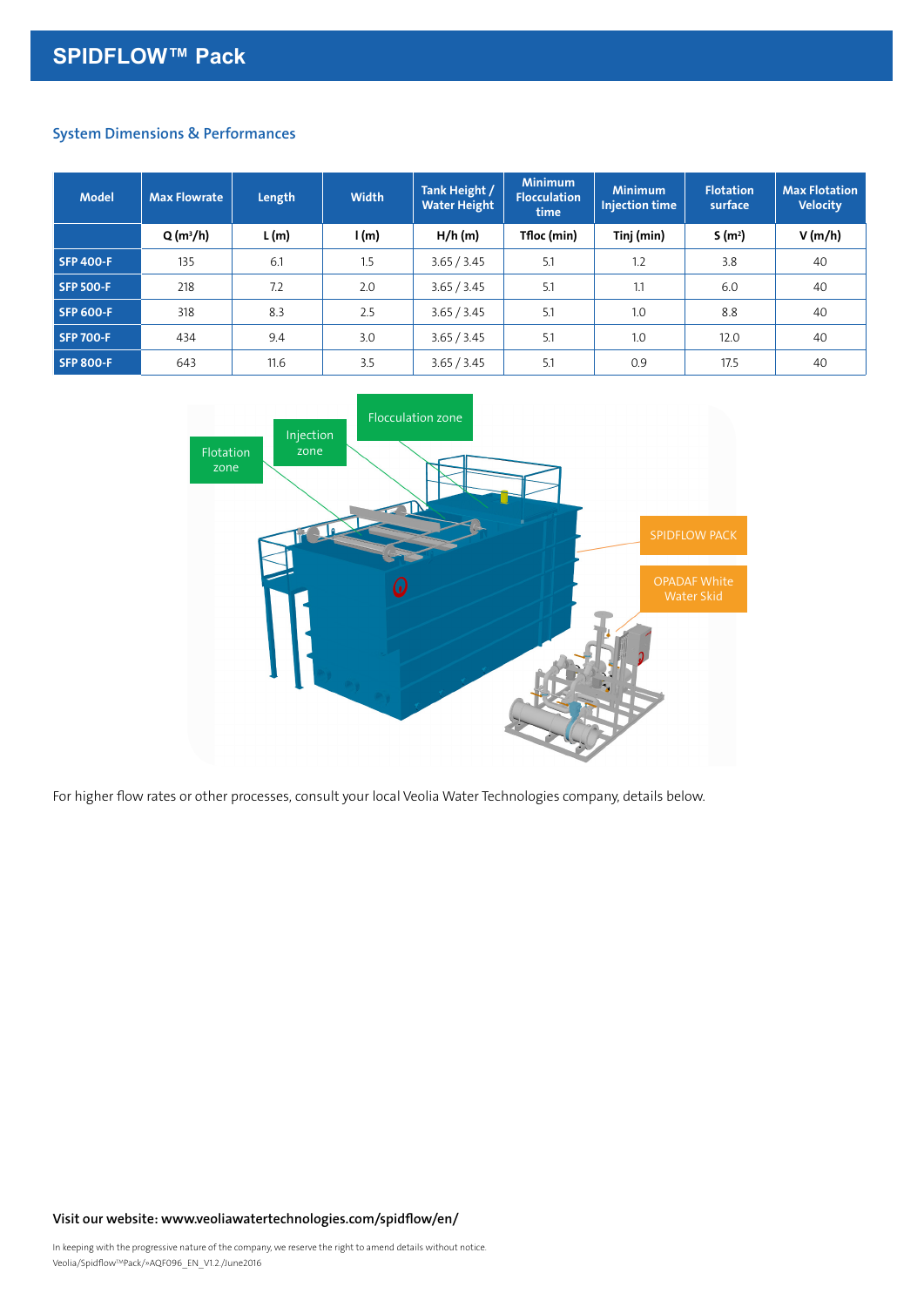# SPIDFLOW™ Pack

## System Dimensions & Performances

| Model | Max Flowrate | Length | Width | Tank Height / Water Height | Minimum Flocculation time | Minimum Injection time | Flotation surface | Max Flotation Velocity |
|---|---|---|---|---|---|---|---|---|
| | Q ($m^3$/h) | L (m) | l (m) | H/h (m) | Tfloc (min) | Tinj (min) | S ($m^2$) | V (m/h) |
| SFP 400-F | 135 | 6.1 | 1.5 | 3.65 / 3.45 | 5.1 | 1.2 | 3.8 | 40 |
| SFP 500-F | 218 | 7.2 | 2.0 | 3.65 / 3.45 | 5.1 | 1.1 | 6.0 | 40 |
| SFP 600-F | 318 | 8.3 | 2.5 | 3.65 / 3.45 | 5.1 | 1.0 | 8.8 | 40 |
| SFP 700-F | 434 | 9.4 | 3.0 | 3.65 / 3.45 | 5.1 | 1.0 | 12.0 | 40 |
| SFP 800-F | 643 | 11.6 | 3.5 | 3.65 / 3.45 | 5.1 | 0.9 | 17.5 | 40 |

Flotation zone

Injection zone

Flocculation zone

SPIDFLOW PACK

OPADAF White Water Skid

For higher flow rates or other processes, consult your local Veolia Water Technologies company, details below.

**Visit our website: www.veoliawatertechnologies.com/spidflow/en/**

In keeping with the progressive nature of the company, we reserve the right to amend details without notice.
Veolia/Spidflow™Pack/»AQF096_EN_V1.2./June2016